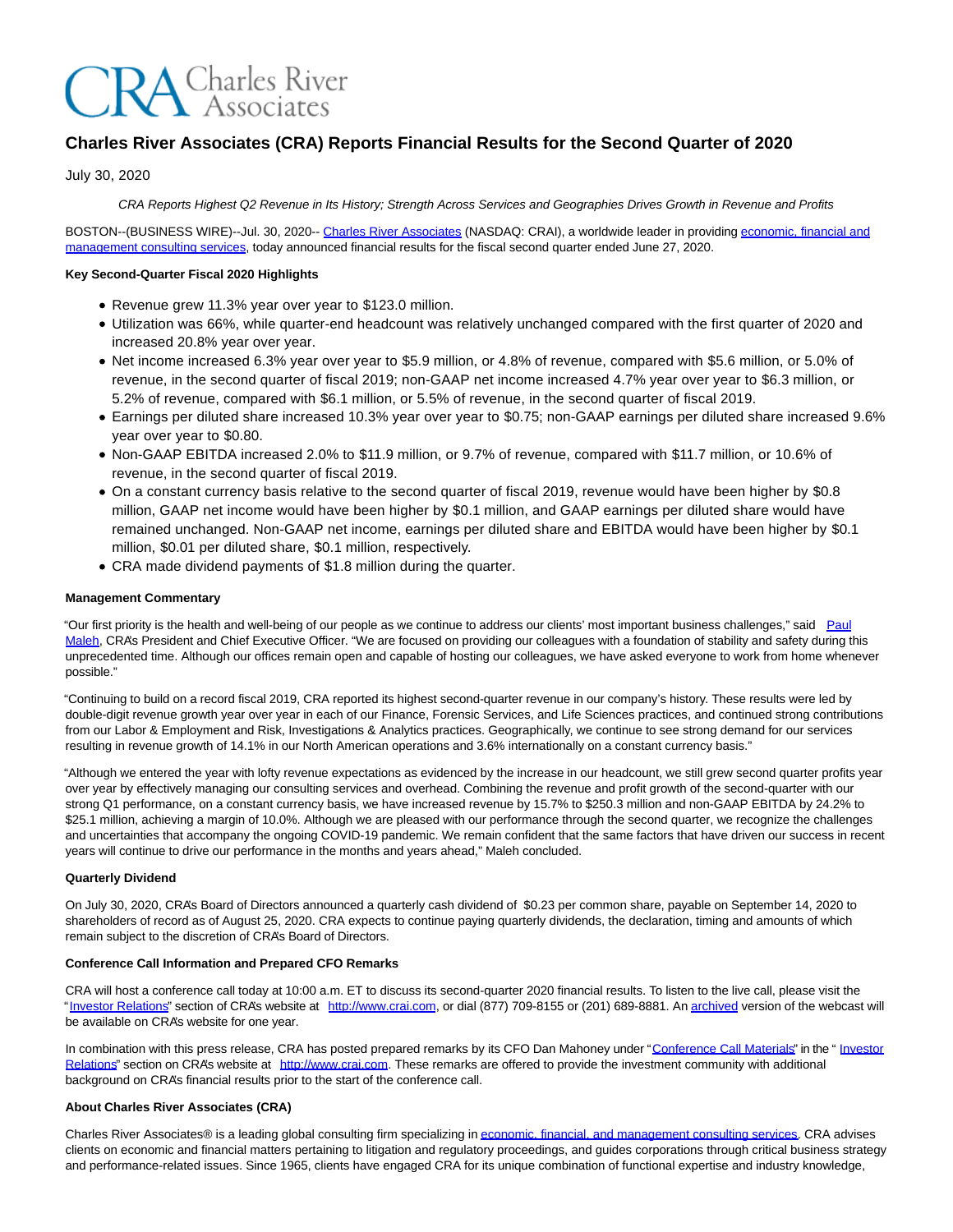# Charles River Associates (CRA) Reports Financial Results for the Second Quarter of 2020

July 30, 2020

*CRA Reports Highest Q2 Revenue in Its History; Strength Across Services and Geographies Drives Growth in Revenue and Profits*

BOSTON--(BUSINESS WIRE)--Jul. 30, 2020-- Charles River Associates (NASDAQ: CRAI), a worldwide leader in providing economic, financial and management consulting services, today announced financial results for the fiscal second quarter ended June 27, 2020.

**Key Second-Quarter Fiscal 2020 Highlights**

- Revenue grew 11.3% year over year to $123.0 million.
- Utilization was 66%, while quarter-end headcount was relatively unchanged compared with the first quarter of 2020 and increased 20.8% year over year.
- Net income increased 6.3% year over year to $5.9 million, or 4.8% of revenue, compared with $5.6 million, or 5.0% of revenue, in the second quarter of fiscal 2019; non-GAAP net income increased 4.7% year over year to $6.3 million, or 5.2% of revenue, compared with $6.1 million, or 5.5% of revenue, in the second quarter of fiscal 2019.
- Earnings per diluted share increased 10.3% year over year to $0.75; non-GAAP earnings per diluted share increased 9.6% year over year to $0.80.
- Non-GAAP EBITDA increased 2.0% to $11.9 million, or 9.7% of revenue, compared with $11.7 million, or 10.6% of revenue, in the second quarter of fiscal 2019.
- On a constant currency basis relative to the second quarter of fiscal 2019, revenue would have been higher by $0.8 million, GAAP net income would have been higher by $0.1 million, and GAAP earnings per diluted share would have remained unchanged. Non-GAAP net income, earnings per diluted share and EBITDA would have been higher by $0.1 million, $0.01 per diluted share, $0.1 million, respectively.
- CRA made dividend payments of $1.8 million during the quarter.

**Management Commentary**

"Our first priority is the health and well-being of our people as we continue to address our clients' most important business challenges," said Paul Maleh, CRA's President and Chief Executive Officer. "We are focused on providing our colleagues with a foundation of stability and safety during this unprecedented time. Although our offices remain open and capable of hosting our colleagues, we have asked everyone to work from home whenever possible."

"Continuing to build on a record fiscal 2019, CRA reported its highest second-quarter revenue in our company's history. These results were led by double-digit revenue growth year over year in each of our Finance, Forensic Services, and Life Sciences practices, and continued strong contributions from our Labor & Employment and Risk, Investigations & Analytics practices. Geographically, we continue to see strong demand for our services resulting in revenue growth of 14.1% in our North American operations and 3.6% internationally on a constant currency basis."

"Although we entered the year with lofty revenue expectations as evidenced by the increase in our headcount, we still grew second quarter profits year over year by effectively managing our consulting services and overhead. Combining the revenue and profit growth of the second-quarter with our strong Q1 performance, on a constant currency basis, we have increased revenue by 15.7% to $250.3 million and non-GAAP EBITDA by 24.2% to $25.1 million, achieving a margin of 10.0%. Although we are pleased with our performance through the second quarter, we recognize the challenges and uncertainties that accompany the ongoing COVID-19 pandemic. We remain confident that the same factors that have driven our success in recent years will continue to drive our performance in the months and years ahead," Maleh concluded.

**Quarterly Dividend**

On July 30, 2020, CRA's Board of Directors announced a quarterly cash dividend of $0.23 per common share, payable on September 14, 2020 to shareholders of record as of August 25, 2020. CRA expects to continue paying quarterly dividends, the declaration, timing and amounts of which remain subject to the discretion of CRA's Board of Directors.

**Conference Call Information and Prepared CFO Remarks**

CRA will host a conference call today at 10:00 a.m. ET to discuss its second-quarter 2020 financial results. To listen to the live call, please visit the "Investor Relations" section of CRA's website at http://www.crai.com, or dial (877) 709-8155 or (201) 689-8881. An archived version of the webcast will be available on CRA's website for one year.

In combination with this press release, CRA has posted prepared remarks by its CFO Dan Mahoney under "Conference Call Materials" in the " Investor Relations" section on CRA's website at http://www.crai.com. These remarks are offered to provide the investment community with additional background on CRA's financial results prior to the start of the conference call.

**About Charles River Associates (CRA)**

Charles River Associates® is a leading global consulting firm specializing in economic, financial, and management consulting services. CRA advises clients on economic and financial matters pertaining to litigation and regulatory proceedings, and guides corporations through critical business strategy and performance-related issues. Since 1965, clients have engaged CRA for its unique combination of functional expertise and industry knowledge,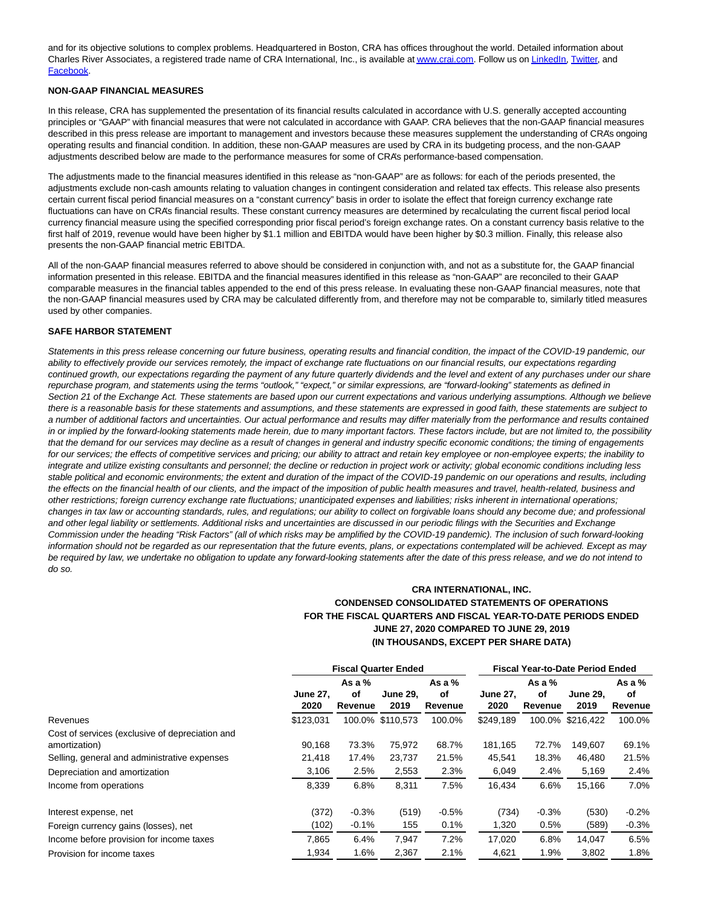and for its objective solutions to complex problems. Headquartered in Boston, CRA has offices throughout the world. Detailed information about Charles River Associates, a registered trade name of CRA International, Inc., is available at [www.crai.com](www.crai.com). Follow us on [LinkedIn](), [Twitter](), and [Facebook]().

**NON-GAAP FINANCIAL MEASURES**

In this release, CRA has supplemented the presentation of its financial results calculated in accordance with U.S. generally accepted accounting principles or "GAAP" with financial measures that were not calculated in accordance with GAAP. CRA believes that the non-GAAP financial measures described in this press release are important to management and investors because these measures supplement the understanding of CRA's ongoing operating results and financial condition. In addition, these non-GAAP measures are used by CRA in its budgeting process, and the non-GAAP adjustments described below are made to the performance measures for some of CRA's performance-based compensation.

The adjustments made to the financial measures identified in this release as "non-GAAP" are as follows: for each of the periods presented, the adjustments exclude non-cash amounts relating to valuation changes in contingent consideration and related tax effects. This release also presents certain current fiscal period financial measures on a "constant currency" basis in order to isolate the effect that foreign currency exchange rate fluctuations can have on CRA's financial results. These constant currency measures are determined by recalculating the current fiscal period local currency financial measure using the specified corresponding prior fiscal period's foreign exchange rates. On a constant currency basis relative to the first half of 2019, revenue would have been higher by $1.1 million and EBITDA would have been higher by $0.3 million. Finally, this release also presents the non-GAAP financial metric EBITDA.

All of the non-GAAP financial measures referred to above should be considered in conjunction with, and not as a substitute for, the GAAP financial information presented in this release. EBITDA and the financial measures identified in this release as "non-GAAP" are reconciled to their GAAP comparable measures in the financial tables appended to the end of this press release. In evaluating these non-GAAP financial measures, note that the non-GAAP financial measures used by CRA may be calculated differently from, and therefore may not be comparable to, similarly titled measures used by other companies.

**SAFE HARBOR STATEMENT**

*Statements in this press release concerning our future business, operating results and financial condition, the impact of the COVID-19 pandemic, our ability to effectively provide our services remotely, the impact of exchange rate fluctuations on our financial results, our expectations regarding continued growth, our expectations regarding the payment of any future quarterly dividends and the level and extent of any purchases under our share repurchase program, and statements using the terms "outlook," "expect," or similar expressions, are "forward-looking" statements as defined in Section 21 of the Exchange Act. These statements are based upon our current expectations and various underlying assumptions. Although we believe there is a reasonable basis for these statements and assumptions, and these statements are expressed in good faith, these statements are subject to a number of additional factors and uncertainties. Our actual performance and results may differ materially from the performance and results contained in or implied by the forward-looking statements made herein, due to many important factors. These factors include, but are not limited to, the possibility that the demand for our services may decline as a result of changes in general and industry specific economic conditions; the timing of engagements for our services; the effects of competitive services and pricing; our ability to attract and retain key employee or non-employee experts; the inability to integrate and utilize existing consultants and personnel; the decline or reduction in project work or activity; global economic conditions including less stable political and economic environments; the extent and duration of the impact of the COVID-19 pandemic on our operations and results, including the effects on the financial health of our clients, and the impact of the imposition of public health measures and travel, health-related, business and other restrictions; foreign currency exchange rate fluctuations; unanticipated expenses and liabilities; risks inherent in international operations; changes in tax law or accounting standards, rules, and regulations; our ability to collect on forgivable loans should any become due; and professional and other legal liability or settlements. Additional risks and uncertainties are discussed in our periodic filings with the Securities and Exchange Commission under the heading "Risk Factors" (all of which risks may be amplified by the COVID-19 pandemic). The inclusion of such forward-looking information should not be regarded as our representation that the future events, plans, or expectations contemplated will be achieved. Except as may be required by law, we undertake no obligation to update any forward-looking statements after the date of this press release, and we do not intend to do so.*

**CRA INTERNATIONAL, INC.**
**CONDENSED CONSOLIDATED STATEMENTS OF OPERATIONS**
**FOR THE FISCAL QUARTERS AND FISCAL YEAR-TO-DATE PERIODS ENDED**
**JUNE 27, 2020 COMPARED TO JUNE 29, 2019**
**(IN THOUSANDS, EXCEPT PER SHARE DATA)**

| | Fiscal Quarter Ended | | | | Fiscal Year-to-Date Period Ended | | | |
|---|---|---|---|---|---|---|---|---|
| | June 27, 2020 | As a % of Revenue | June 29, 2019 | As a % of Revenue | June 27, 2020 | As a % of Revenue | June 29, 2019 | As a % of Revenue |
| Revenues | $123,031 | 100.0% | $110,573 | 100.0% | $249,189 | 100.0% | $216,422 | 100.0% |
| Cost of services (exclusive of depreciation and amortization) | 90,168 | 73.3% | 75,972 | 68.7% | 181,165 | 72.7% | 149,607 | 69.1% |
| Selling, general and administrative expenses | 21,418 | 17.4% | 23,737 | 21.5% | 45,541 | 18.3% | 46,480 | 21.5% |
| Depreciation and amortization | 3,106 | 2.5% | 2,553 | 2.3% | 6,049 | 2.4% | 5,169 | 2.4% |
| Income from operations | 8,339 | 6.8% | 8,311 | 7.5% | 16,434 | 6.6% | 15,166 | 7.0% |
| Interest expense, net | (372) | -0.3% | (519) | -0.5% | (734) | -0.3% | (530) | -0.2% |
| Foreign currency gains (losses), net | (102) | -0.1% | 155 | 0.1% | 1,320 | 0.5% | (589) | -0.3% |
| Income before provision for income taxes | 7,865 | 6.4% | 7,947 | 7.2% | 17,020 | 6.8% | 14,047 | 6.5% |
| Provision for income taxes | 1,934 | 1.6% | 2,367 | 2.1% | 4,621 | 1.9% | 3,802 | 1.8% |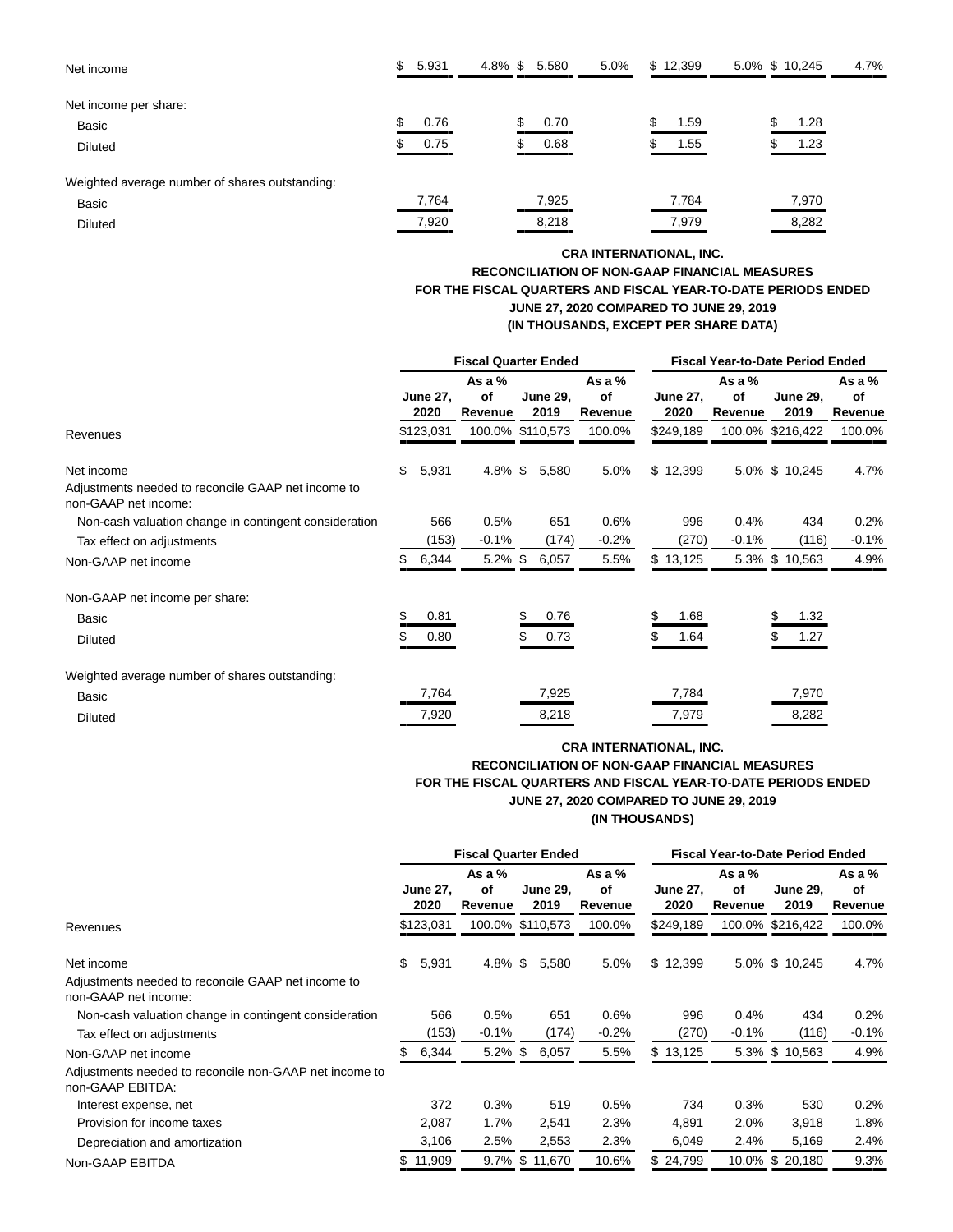| | | | | | | | | |
|---|---|---|---|---|---|---|---|---|
| Net income | $ 5,931 | 4.8% | $ 5,580 | 5.0% | $ 12,399 | 5.0% | $ 10,245 | 4.7% |
| Net income per share: | | | | | | | | |
| Basic | $ 0.76 | | $ 0.70 | | $ 1.59 | | $ 1.28 | |
| Diluted | $ 0.75 | | $ 0.68 | | $ 1.55 | | $ 1.23 | |
| Weighted average number of shares outstanding: | | | | | | | | |
| Basic | 7,764 | | 7,925 | | 7,784 | | 7,970 | |
| Diluted | 7,920 | | 8,218 | | 7,979 | | 8,282 | |

**CRA INTERNATIONAL, INC.**
**RECONCILIATION OF NON-GAAP FINANCIAL MEASURES**
**FOR THE FISCAL QUARTERS AND FISCAL YEAR-TO-DATE PERIODS ENDED**
**JUNE 27, 2020 COMPARED TO JUNE 29, 2019**
**(IN THOUSANDS, EXCEPT PER SHARE DATA)**

| | Fiscal Quarter Ended | | | | Fiscal Year-to-Date Period Ended | | | |
|---|---|---|---|---|---|---|---|---|
| | June 27, 2020 | As a % of Revenue | June 29, 2019 | As a % of Revenue | June 27, 2020 | As a % of Revenue | June 29, 2019 | As a % of Revenue |
| Revenues | $123,031 | 100.0% | $110,573 | 100.0% | $249,189 | 100.0% | $216,422 | 100.0% |
| Net income | $ 5,931 | 4.8% | $ 5,580 | 5.0% | $ 12,399 | 5.0% | $ 10,245 | 4.7% |
| Adjustments needed to reconcile GAAP net income to non-GAAP net income: | | | | | | | | |
| Non-cash valuation change in contingent consideration | 566 | 0.5% | 651 | 0.6% | 996 | 0.4% | 434 | 0.2% |
| Tax effect on adjustments | (153) | -0.1% | (174) | -0.2% | (270) | -0.1% | (116) | -0.1% |
| Non-GAAP net income | $ 6,344 | 5.2% | $ 6,057 | 5.5% | $ 13,125 | 5.3% | $ 10,563 | 4.9% |
| Non-GAAP net income per share: | | | | | | | | |
| Basic | $ 0.81 | | $ 0.76 | | $ 1.68 | | $ 1.32 | |
| Diluted | $ 0.80 | | $ 0.73 | | $ 1.64 | | $ 1.27 | |
| Weighted average number of shares outstanding: | | | | | | | | |
| Basic | 7,764 | | 7,925 | | 7,784 | | 7,970 | |
| Diluted | 7,920 | | 8,218 | | 7,979 | | 8,282 | |

**CRA INTERNATIONAL, INC.**
**RECONCILIATION OF NON-GAAP FINANCIAL MEASURES**
**FOR THE FISCAL QUARTERS AND FISCAL YEAR-TO-DATE PERIODS ENDED**
**JUNE 27, 2020 COMPARED TO JUNE 29, 2019**
**(IN THOUSANDS)**

| | Fiscal Quarter Ended | | | | Fiscal Year-to-Date Period Ended | | | |
|---|---|---|---|---|---|---|---|---|
| | June 27, 2020 | As a % of Revenue | June 29, 2019 | As a % of Revenue | June 27, 2020 | As a % of Revenue | June 29, 2019 | As a % of Revenue |
| Revenues | $123,031 | 100.0% | $110,573 | 100.0% | $249,189 | 100.0% | $216,422 | 100.0% |
| Net income | $ 5,931 | 4.8% | $ 5,580 | 5.0% | $ 12,399 | 5.0% | $ 10,245 | 4.7% |
| Adjustments needed to reconcile GAAP net income to non-GAAP net income: | | | | | | | | |
| Non-cash valuation change in contingent consideration | 566 | 0.5% | 651 | 0.6% | 996 | 0.4% | 434 | 0.2% |
| Tax effect on adjustments | (153) | -0.1% | (174) | -0.2% | (270) | -0.1% | (116) | -0.1% |
| Non-GAAP net income | $ 6,344 | 5.2% | $ 6,057 | 5.5% | $ 13,125 | 5.3% | $ 10,563 | 4.9% |
| Adjustments needed to reconcile non-GAAP net income to non-GAAP EBITDA: | | | | | | | | |
| Interest expense, net | 372 | 0.3% | 519 | 0.5% | 734 | 0.3% | 530 | 0.2% |
| Provision for income taxes | 2,087 | 1.7% | 2,541 | 2.3% | 4,891 | 2.0% | 3,918 | 1.8% |
| Depreciation and amortization | 3,106 | 2.5% | 2,553 | 2.3% | 6,049 | 2.4% | 5,169 | 2.4% |
| Non-GAAP EBITDA | $ 11,909 | 9.7% | $ 11,670 | 10.6% | $ 24,799 | 10.0% | $ 20,180 | 9.3% |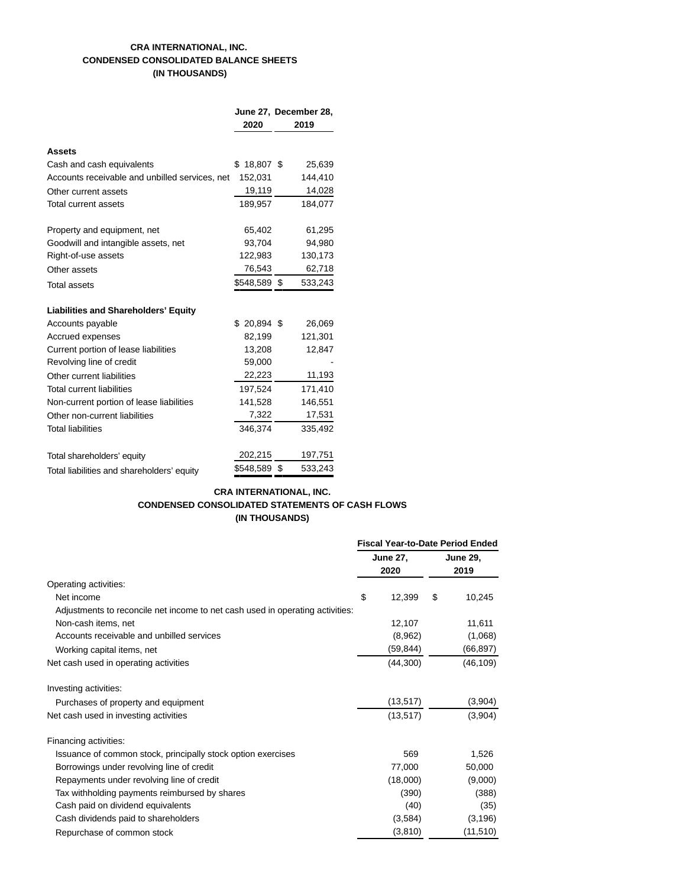**CRA INTERNATIONAL, INC.**
**CONDENSED CONSOLIDATED BALANCE SHEETS**
**(IN THOUSANDS)**

| | June 27, 2020 | December 28, 2019 |
|---|---|---|
| **Assets** | | |
| Cash and cash equivalents | $ 18,807 | $ 25,639 |
| Accounts receivable and unbilled services, net | 152,031 | 144,410 |
| Other current assets | 19,119 | 14,028 |
| Total current assets | 189,957 | 184,077 |
| | | |
| Property and equipment, net | 65,402 | 61,295 |
| Goodwill and intangible assets, net | 93,704 | 94,980 |
| Right-of-use assets | 122,983 | 130,173 |
| Other assets | 76,543 | 62,718 |
| Total assets | $548,589 | $ 533,243 |
| | | |
| **Liabilities and Shareholders' Equity** | | |
| Accounts payable | $ 20,894 | $ 26,069 |
| Accrued expenses | 82,199 | 121,301 |
| Current portion of lease liabilities | 13,208 | 12,847 |
| Revolving line of credit | 59,000 | - |
| Other current liabilities | 22,223 | 11,193 |
| Total current liabilities | 197,524 | 171,410 |
| Non-current portion of lease liabilities | 141,528 | 146,551 |
| Other non-current liabilities | 7,322 | 17,531 |
| Total liabilities | 346,374 | 335,492 |
| | | |
| Total shareholders' equity | 202,215 | 197,751 |
| Total liabilities and shareholders' equity | $548,589 | $ 533,243 |

**CRA INTERNATIONAL, INC.**
**CONDENSED CONSOLIDATED STATEMENTS OF CASH FLOWS**
**(IN THOUSANDS)**

| | Fiscal Year-to-Date Period Ended | |
|---|---|---|
| | June 27, 2020 | June 29, 2019 |
| Operating activities: | | |
| Net income | $ 12,399 | $ 10,245 |
| Adjustments to reconcile net income to net cash used in operating activities: | | |
| Non-cash items, net | 12,107 | 11,611 |
| Accounts receivable and unbilled services | (8,962) | (1,068) |
| Working capital items, net | (59,844) | (66,897) |
| Net cash used in operating activities | (44,300) | (46,109) |
| | | |
| Investing activities: | | |
| Purchases of property and equipment | (13,517) | (3,904) |
| Net cash used in investing activities | (13,517) | (3,904) |
| | | |
| Financing activities: | | |
| Issuance of common stock, principally stock option exercises | 569 | 1,526 |
| Borrowings under revolving line of credit | 77,000 | 50,000 |
| Repayments under revolving line of credit | (18,000) | (9,000) |
| Tax withholding payments reimbursed by shares | (390) | (388) |
| Cash paid on dividend equivalents | (40) | (35) |
| Cash dividends paid to shareholders | (3,584) | (3,196) |
| Repurchase of common stock | (3,810) | (11,510) |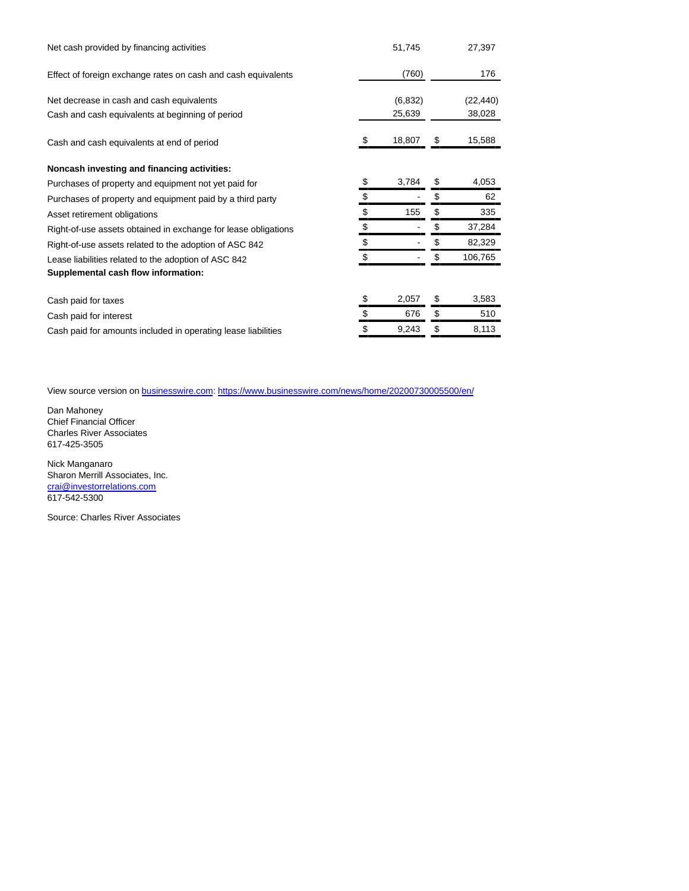| | | |
|---|---|---|
| Net cash provided by financing activities | 51,745 | 27,397 |
| Effect of foreign exchange rates on cash and cash equivalents | (760) | 176 |
| Net decrease in cash and cash equivalents | (6,832) | (22,440) |
| Cash and cash equivalents at beginning of period | 25,639 | 38,028 |
| Cash and cash equivalents at end of period | $ 18,807 | $ 15,588 |
| **Noncash investing and financing activities:** | | |
| Purchases of property and equipment not yet paid for | $ 3,784 | $ 4,053 |
| Purchases of property and equipment paid by a third party | $ - | $ 62 |
| Asset retirement obligations | $ 155 | $ 335 |
| Right-of-use assets obtained in exchange for lease obligations | $ - | $ 37,284 |
| Right-of-use assets related to the adoption of ASC 842 | $ - | $ 82,329 |
| Lease liabilities related to the adoption of ASC 842 | $ - | $ 106,765 |
| **Supplemental cash flow information:** | | |
| Cash paid for taxes | $ 2,057 | $ 3,583 |
| Cash paid for interest | $ 676 | $ 510 |
| Cash paid for amounts included in operating lease liabilities | $ 9,243 | $ 8,113 |

View source version on businesswire.com: https://www.businesswire.com/news/home/20200730005500/en/

Dan Mahoney
Chief Financial Officer
Charles River Associates
617-425-3505

Nick Manganaro
Sharon Merrill Associates, Inc.
crai@investorrelations.com
617-542-5300

Source: Charles River Associates